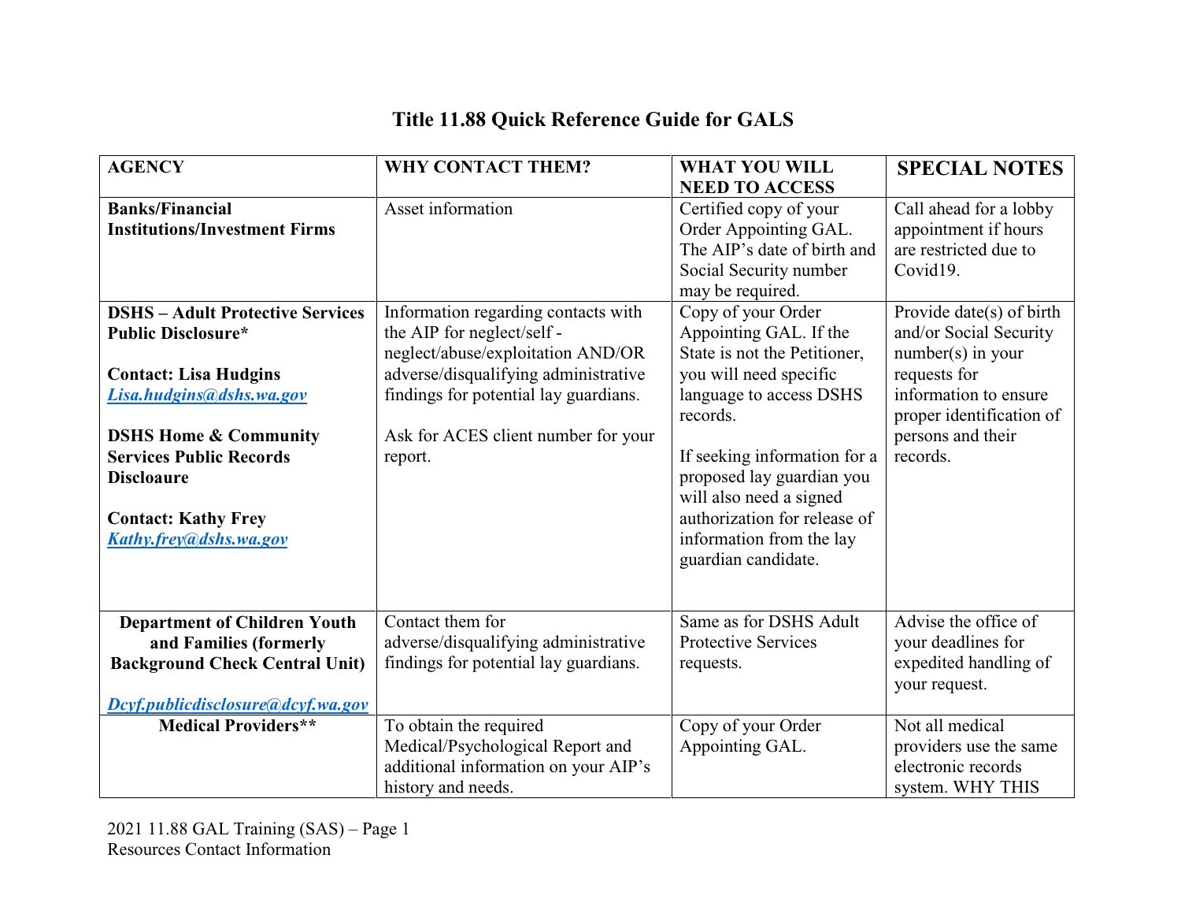# Title 11.88 Quick Reference Guide for GALS

| AGENCY | WHY CONTACT THEM? | WHAT YOU WILL NEED TO ACCESS | SPECIAL NOTES |
|---|---|---|---|
| **Banks/Financial Institutions/Investment Firms** | Asset information | Certified copy of your Order Appointing GAL. The AIP's date of birth and Social Security number may be required. | Call ahead for a lobby appointment if hours are restricted due to Covid19. |
| **DSHS – Adult Protective Services Public Disclosure*** <br><br> **Contact: Lisa Hudgins** <br> ***Lisa.hudgins@dshs.wa.gov*** <br><br> **DSHS Home & Community Services Public Records Discloaure** <br><br> **Contact: Kathy Frey** <br> ***Kathy.frey@dshs.wa.gov*** | Information regarding contacts with the AIP for neglect/self - neglect/abuse/exploitation AND/OR adverse/disqualifying administrative findings for potential lay guardians. <br><br> Ask for ACES client number for your report. | Copy of your Order Appointing GAL. If the State is not the Petitioner, you will need specific language to access DSHS records. <br><br> If seeking information for a proposed lay guardian you will also need a signed authorization for release of information from the lay guardian candidate. | Provide date(s) of birth and/or Social Security number(s) in your requests for information to ensure proper identification of persons and their records. |
| **Department of Children Youth and Families (formerly Background Check Central Unit)** <br><br> ***Dcyf.publicdisclosure@dcyf.wa.gov*** | Contact them for adverse/disqualifying administrative findings for potential lay guardians. | Same as for DSHS Adult Protective Services requests. | Advise the office of your deadlines for expedited handling of your request. |
| **Medical Providers**** | To obtain the required Medical/Psychological Report and additional information on your AIP's history and needs. | Copy of your Order Appointing GAL. | Not all medical providers use the same electronic records system. WHY THIS |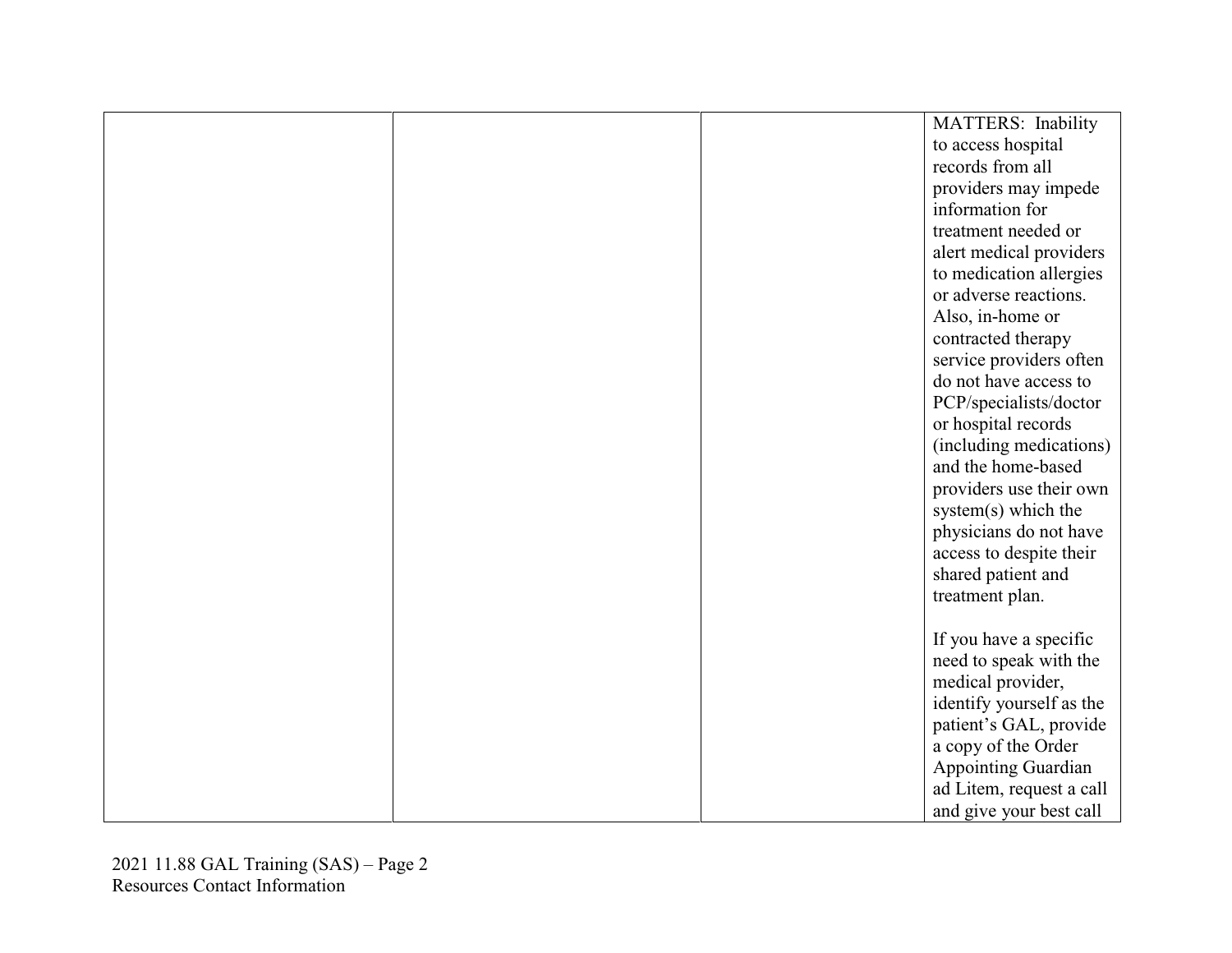| | | | |
|---|---|---|---|
| | | | MATTERS: Inability to access hospital records from all providers may impede information for treatment needed or alert medical providers to medication allergies or adverse reactions. Also, in-home or contracted therapy service providers often do not have access to PCP/specialists/doctor or hospital records (including medications) and the home-based providers use their own system(s) which the physicians do not have access to despite their shared patient and treatment plan.<br><br>If you have a specific need to speak with the medical provider, identify yourself as the patient's GAL, provide a copy of the Order Appointing Guardian ad Litem, request a call and give your best call |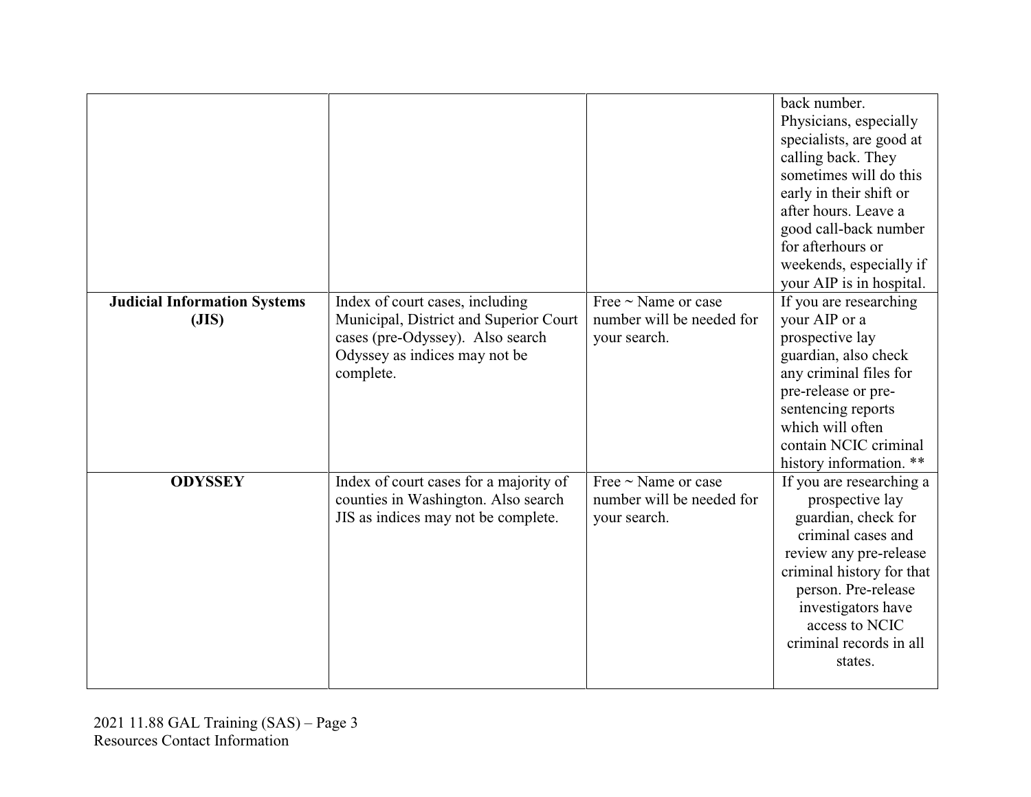| | | | |
|---|---|---|---|
| | | | back number. Physicians, especially specialists, are good at calling back. They sometimes will do this early in their shift or after hours. Leave a good call-back number for afterhours or weekends, especially if your AIP is in hospital. |
| **Judicial Information Systems (JIS)** | Index of court cases, including Municipal, District and Superior Court cases (pre-Odyssey). Also search Odyssey as indices may not be complete. | Free ~ Name or case number will be needed for your search. | If you are researching your AIP or a prospective lay guardian, also check any criminal files for pre-release or pre-sentencing reports which will often contain NCIC criminal history information. ** |
| **ODYSSEY** | Index of court cases for a majority of counties in Washington. Also search JIS as indices may not be complete. | Free ~ Name or case number will be needed for your search. | If you are researching a prospective lay guardian, check for criminal cases and review any pre-release criminal history for that person. Pre-release investigators have access to NCIC criminal records in all states. |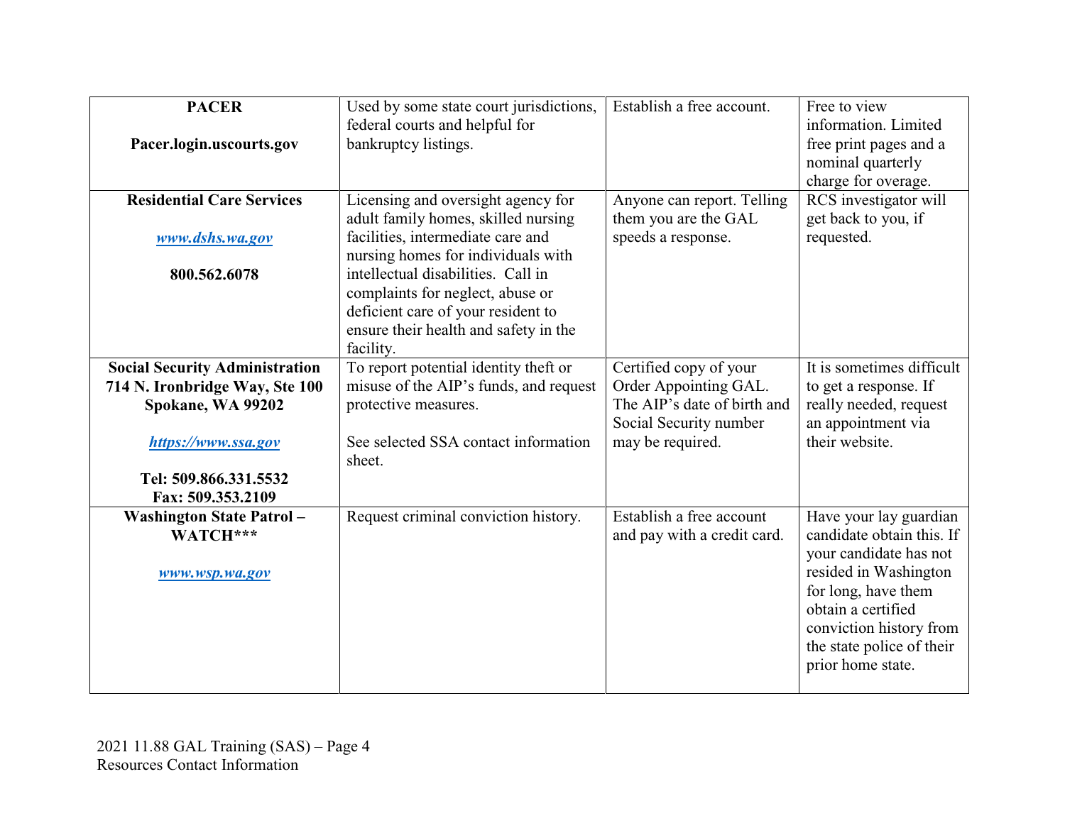| | | | |
|---|---|---|---|
| **PACER**<br><br>**Pacer.login.uscourts.gov** | Used by some state court jurisdictions, federal courts and helpful for bankruptcy listings. | Establish a free account. | Free to view information. Limited free print pages and a nominal quarterly charge for overage. |
| **Residential Care Services**<br><br>***www.dshs.wa.gov***<br><br>**800.562.6078** | Licensing and oversight agency for adult family homes, skilled nursing facilities, intermediate care and nursing homes for individuals with intellectual disabilities. Call in complaints for neglect, abuse or deficient care of your resident to ensure their health and safety in the facility. | Anyone can report. Telling them you are the GAL speeds a response. | RCS investigator will get back to you, if requested. |
| **Social Security Administration**<br>**714 N. Ironbridge Way, Ste 100**<br>**Spokane, WA 99202**<br><br>***https://www.ssa.gov***<br><br>**Tel: 509.866.331.5532**<br>**Fax: 509.353.2109** | To report potential identity theft or misuse of the AIP's funds, and request protective measures.<br><br>See selected SSA contact information sheet. | Certified copy of your Order Appointing GAL. The AIP's date of birth and Social Security number may be required. | It is sometimes difficult to get a response. If really needed, request an appointment via their website. |
| **Washington State Patrol – WATCH*****<br><br>***www.wsp.wa.gov*** | Request criminal conviction history. | Establish a free account and pay with a credit card. | Have your lay guardian candidate obtain this. If your candidate has not resided in Washington for long, have them obtain a certified conviction history from the state police of their prior home state. |

2021 11.88 GAL Training (SAS) – Page 4
Resources Contact Information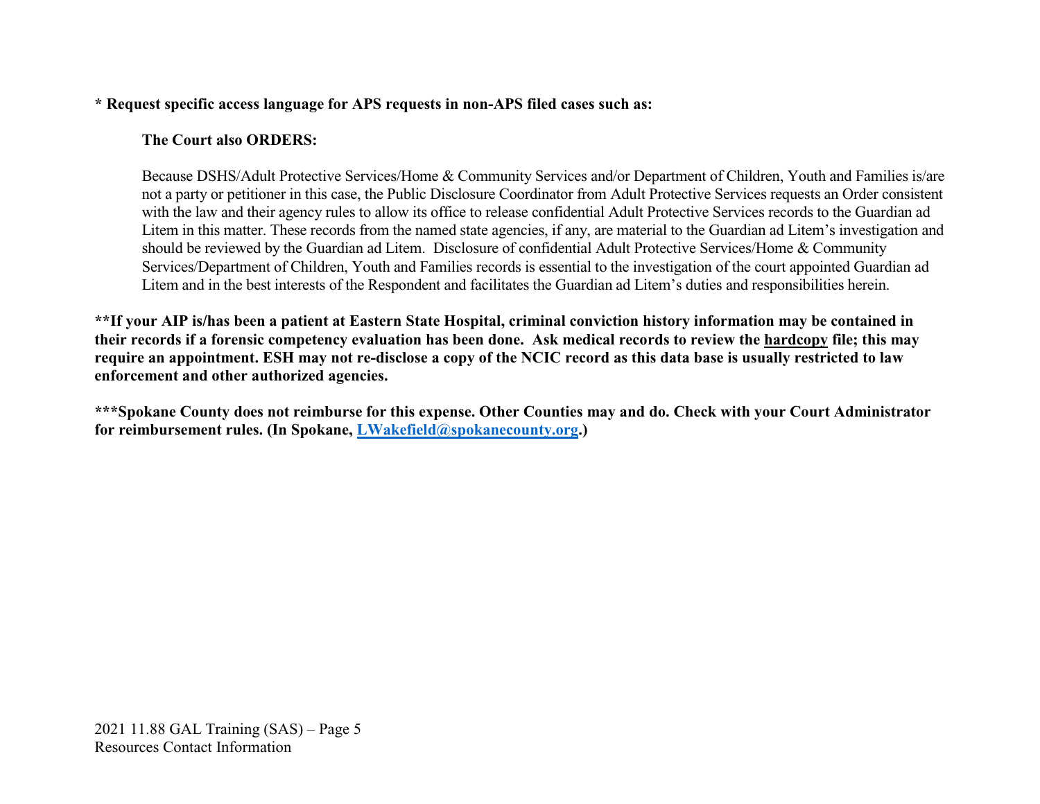**\* Request specific access language for APS requests in non-APS filed cases such as:**

> **The Court also ORDERS:**
>
> Because DSHS/Adult Protective Services/Home & Community Services and/or Department of Children, Youth and Families is/are not a party or petitioner in this case, the Public Disclosure Coordinator from Adult Protective Services requests an Order consistent with the law and their agency rules to allow its office to release confidential Adult Protective Services records to the Guardian ad Litem in this matter. These records from the named state agencies, if any, are material to the Guardian ad Litem's investigation and should be reviewed by the Guardian ad Litem. Disclosure of confidential Adult Protective Services/Home & Community Services/Department of Children, Youth and Families records is essential to the investigation of the court appointed Guardian ad Litem and in the best interests of the Respondent and facilitates the Guardian ad Litem's duties and responsibilities herein.

**\*\*If your AIP is/has been a patient at Eastern State Hospital, criminal conviction history information may be contained in their records if a forensic competency evaluation has been done. Ask medical records to review the <u>hardcopy</u> file; this may require an appointment. ESH may not re-disclose a copy of the NCIC record as this data base is usually restricted to law enforcement and other authorized agencies.**

**\*\*\*Spokane County does not reimburse for this expense. Other Counties may and do. Check with your Court Administrator for reimbursement rules. (In Spokane, [LWakefield@spokanecounty.org](mailto:LWakefield@spokanecounty.org).)**

2021 11.88 GAL Training (SAS) – Page 5
Resources Contact Information